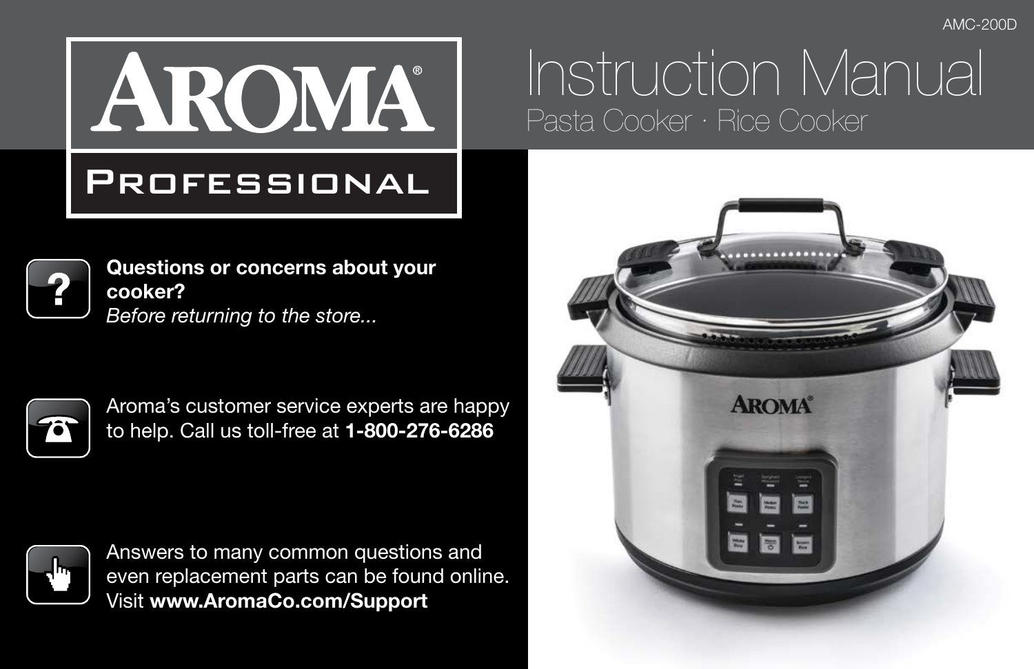AMC-200D

# AROMA® PROFESSIONAL

# Instruction Manual

## Pasta Cooker · Rice Cooker

**Questions or concerns about your cooker?**
*Before returning to the store...*

Aroma's customer service experts are happy to help. Call us toll-free at **1-800-276-6286**

Answers to many common questions and even replacement parts can be found online. Visit **www.AromaCo.com/Support**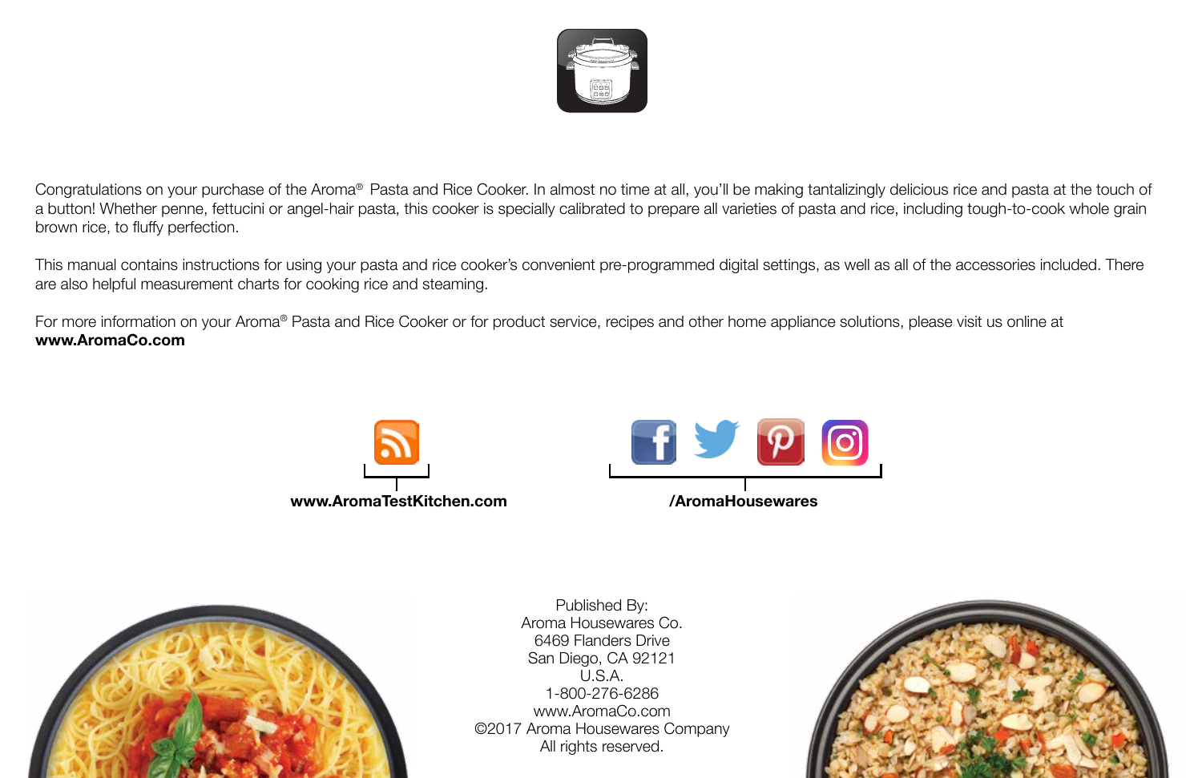Congratulations on your purchase of the Aroma® Pasta and Rice Cooker. In almost no time at all, you'll be making tantalizingly delicious rice and pasta at the touch of a button! Whether penne, fettucini or angel-hair pasta, this cooker is specially calibrated to prepare all varieties of pasta and rice, including tough-to-cook whole grain brown rice, to fluffy perfection.

This manual contains instructions for using your pasta and rice cooker's convenient pre-programmed digital settings, as well as all of the accessories included. There are also helpful measurement charts for cooking rice and steaming.

For more information on your Aroma® Pasta and Rice Cooker or for product service, recipes and other home appliance solutions, please visit us online at **www.AromaCo.com**

**www.AromaTestKitchen.com**

**/AromaHousewares**

Published By:
Aroma Housewares Co.
6469 Flanders Drive
San Diego, CA 92121
U.S.A.
1-800-276-6286
www.AromaCo.com
©2017 Aroma Housewares Company
All rights reserved.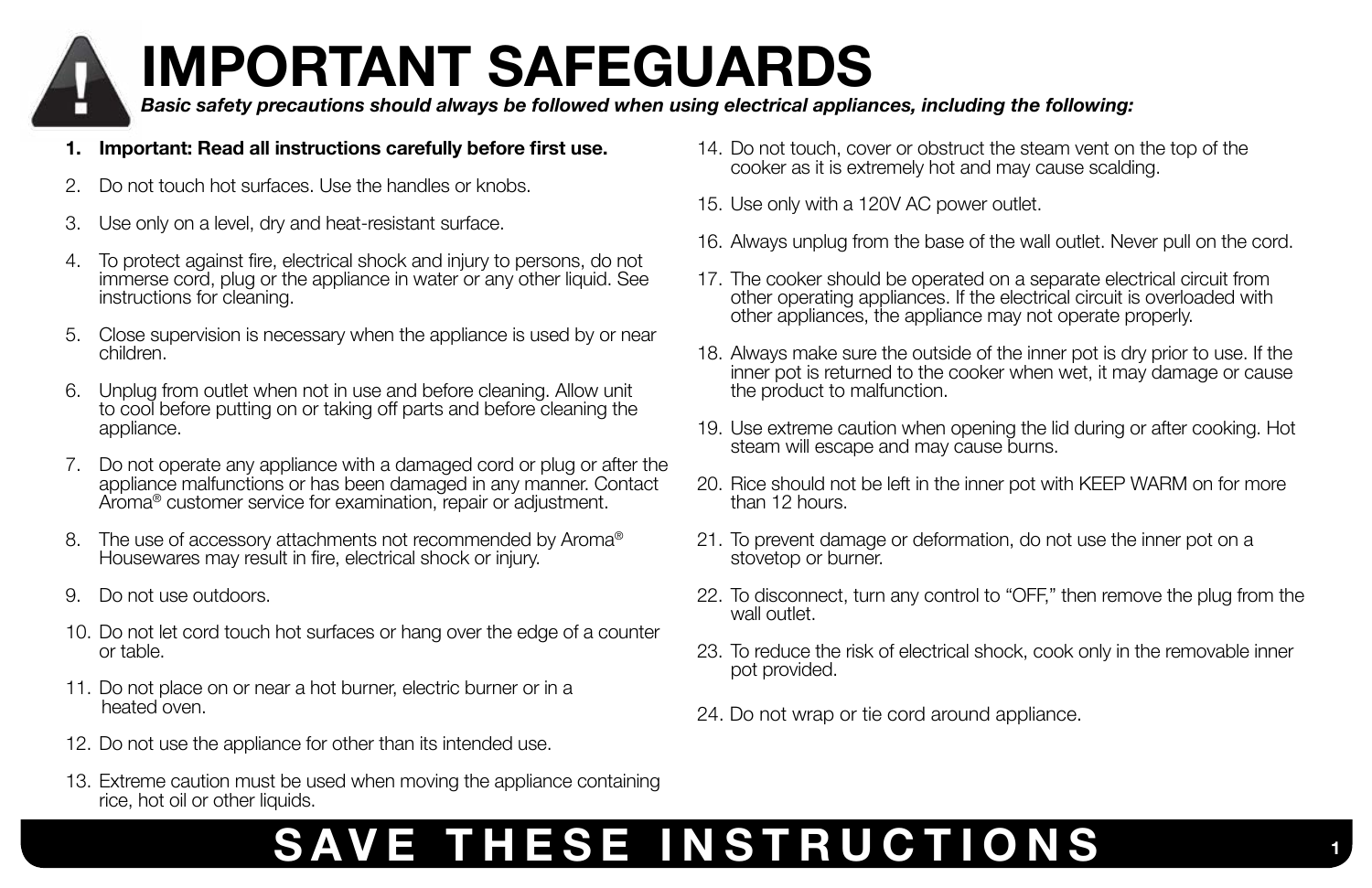# IMPORTANT SAFEGUARDS

***Basic safety precautions should always be followed when using electrical appliances, including the following:***

1. **Important: Read all instructions carefully before first use.**
2. Do not touch hot surfaces. Use the handles or knobs.
3. Use only on a level, dry and heat-resistant surface.
4. To protect against fire, electrical shock and injury to persons, do not immerse cord, plug or the appliance in water or any other liquid. See instructions for cleaning.
5. Close supervision is necessary when the appliance is used by or near children.
6. Unplug from outlet when not in use and before cleaning. Allow unit to cool before putting on or taking off parts and before cleaning the appliance.
7. Do not operate any appliance with a damaged cord or plug or after the appliance malfunctions or has been damaged in any manner. Contact Aroma® customer service for examination, repair or adjustment.
8. The use of accessory attachments not recommended by Aroma® Housewares may result in fire, electrical shock or injury.
9. Do not use outdoors.
10. Do not let cord touch hot surfaces or hang over the edge of a counter or table.
11. Do not place on or near a hot burner, electric burner or in a heated oven.
12. Do not use the appliance for other than its intended use.
13. Extreme caution must be used when moving the appliance containing rice, hot oil or other liquids.
14. Do not touch, cover or obstruct the steam vent on the top of the cooker as it is extremely hot and may cause scalding.
15. Use only with a 120V AC power outlet.
16. Always unplug from the base of the wall outlet. Never pull on the cord.
17. The cooker should be operated on a separate electrical circuit from other operating appliances. If the electrical circuit is overloaded with other appliances, the appliance may not operate properly.
18. Always make sure the outside of the inner pot is dry prior to use. If the inner pot is returned to the cooker when wet, it may damage or cause the product to malfunction.
19. Use extreme caution when opening the lid during or after cooking. Hot steam will escape and may cause burns.
20. Rice should not be left in the inner pot with KEEP WARM on for more than 12 hours.
21. To prevent damage or deformation, do not use the inner pot on a stovetop or burner.
22. To disconnect, turn any control to "OFF," then remove the plug from the wall outlet.
23. To reduce the risk of electrical shock, cook only in the removable inner pot provided.
24. Do not wrap or tie cord around appliance.

## SAVE THESE INSTRUCTIONS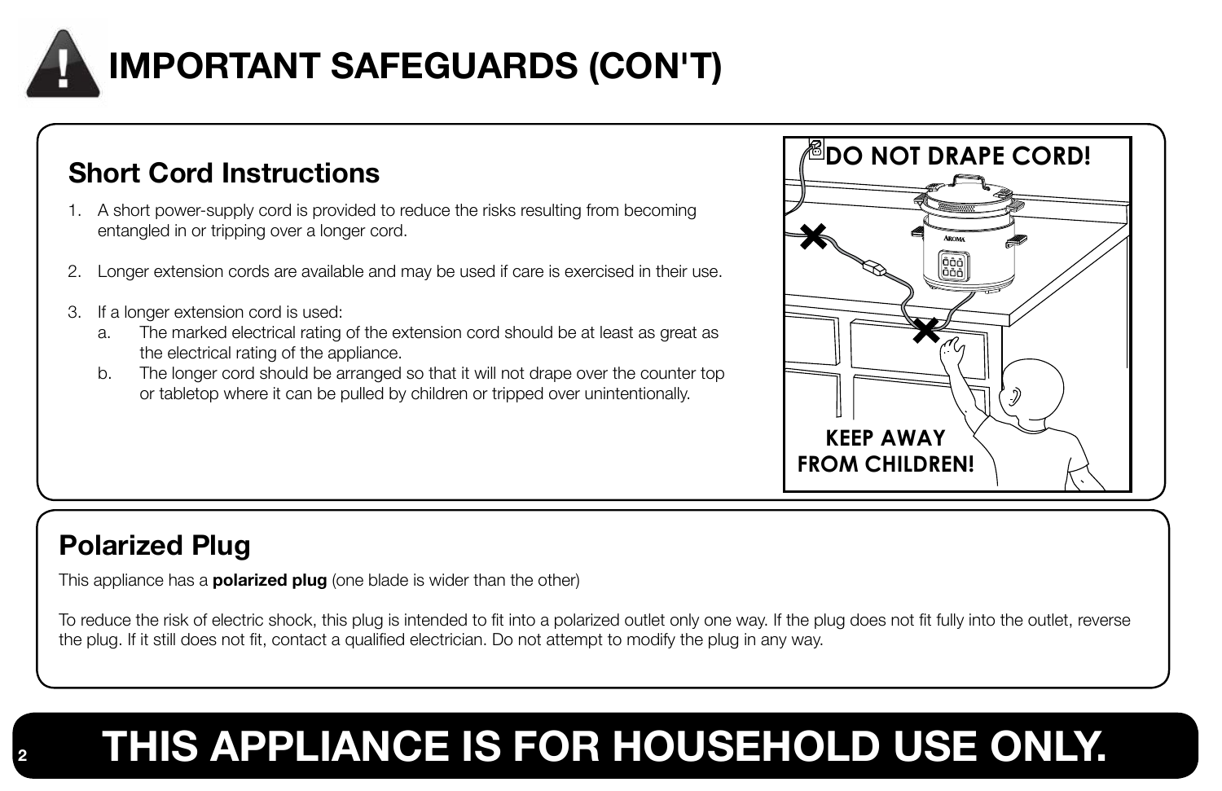# IMPORTANT SAFEGUARDS (CON'T)

## Short Cord Instructions

1. A short power-supply cord is provided to reduce the risks resulting from becoming entangled in or tripping over a longer cord.

2. Longer extension cords are available and may be used if care is exercised in their use.

3. If a longer extension cord is used:
   a. The marked electrical rating of the extension cord should be at least as great as the electrical rating of the appliance.
   b. The longer cord should be arranged so that it will not drape over the counter top or tabletop where it can be pulled by children or tripped over unintentionally.

DO NOT DRAPE CORD!

KEEP AWAY FROM CHILDREN!

## Polarized Plug

This appliance has a **polarized plug** (one blade is wider than the other)

To reduce the risk of electric shock, this plug is intended to fit into a polarized outlet only one way. If the plug does not fit fully into the outlet, reverse the plug. If it still does not fit, contact a qualified electrician. Do not attempt to modify the plug in any way.

# THIS APPLIANCE IS FOR HOUSEHOLD USE ONLY.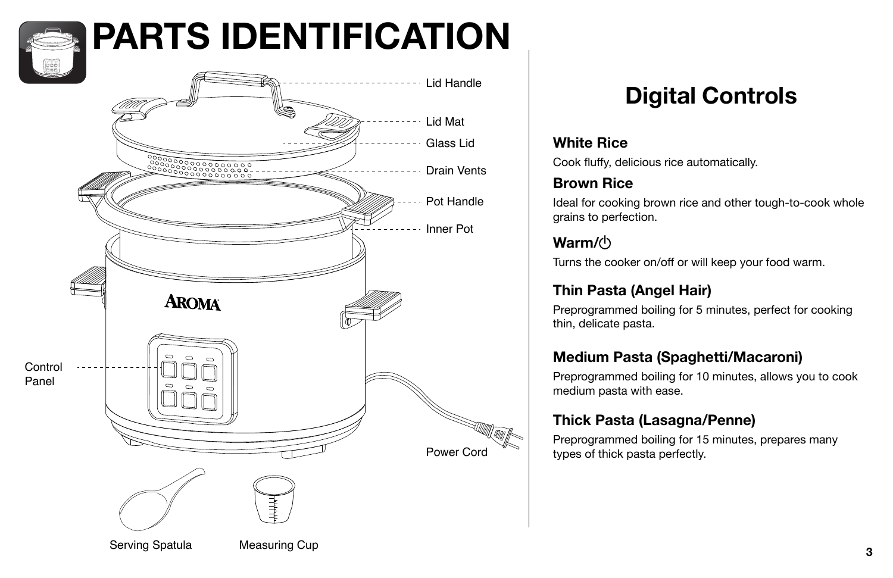# PARTS IDENTIFICATION

Lid Handle

Lid Mat

Glass Lid

Drain Vents

Pot Handle

Inner Pot

Control Panel

Power Cord

Serving Spatula

Measuring Cup

## Digital Controls

### White Rice

Cook fluffy, delicious rice automatically.

### Brown Rice

Ideal for cooking brown rice and other tough-to-cook whole grains to perfection.

### Warm/⏻

Turns the cooker on/off or will keep your food warm.

### Thin Pasta (Angel Hair)

Preprogrammed boiling for 5 minutes, perfect for cooking thin, delicate pasta.

### Medium Pasta (Spaghetti/Macaroni)

Preprogrammed boiling for 10 minutes, allows you to cook medium pasta with ease.

### Thick Pasta (Lasagna/Penne)

Preprogrammed boiling for 15 minutes, prepares many types of thick pasta perfectly.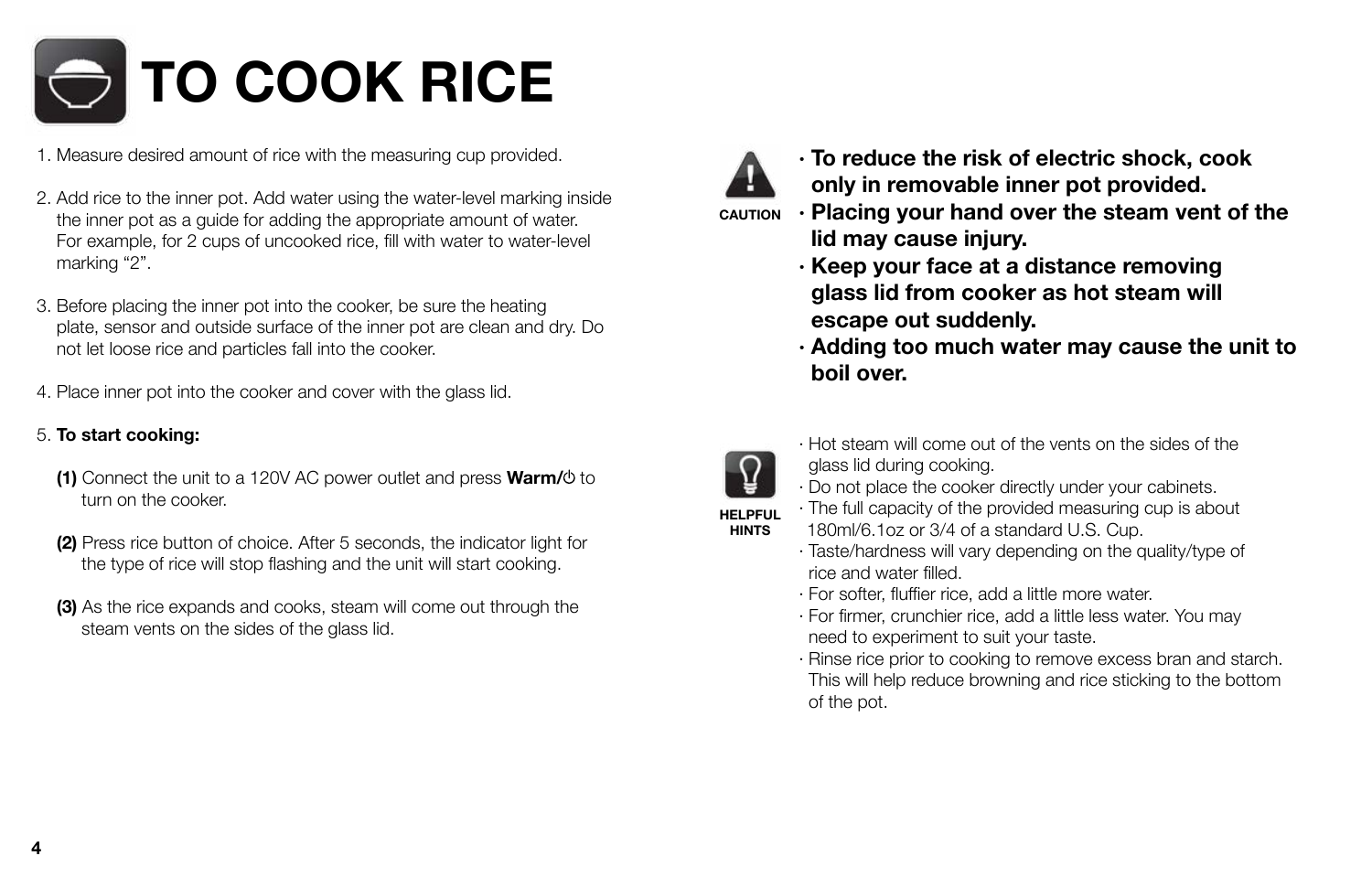# TO COOK RICE

1. Measure desired amount of rice with the measuring cup provided.

2. Add rice to the inner pot. Add water using the water-level marking inside the inner pot as a guide for adding the appropriate amount of water. For example, for 2 cups of uncooked rice, fill with water to water-level marking "2".

3. Before placing the inner pot into the cooker, be sure the heating plate, sensor and outside surface of the inner pot are clean and dry. Do not let loose rice and particles fall into the cooker.

4. Place inner pot into the cooker and cover with the glass lid.

5. **To start cooking:**

   **(1)** Connect the unit to a 120V AC power outlet and press **Warm/⏻** to turn on the cooker.

   **(2)** Press rice button of choice. After 5 seconds, the indicator light for the type of rice will stop flashing and the unit will start cooking.

   **(3)** As the rice expands and cooks, steam will come out through the steam vents on the sides of the glass lid.

**CAUTION**

- **To reduce the risk of electric shock, cook only in removable inner pot provided.**
- **Placing your hand over the steam vent of the lid may cause injury.**
- **Keep your face at a distance removing glass lid from cooker as hot steam will escape out suddenly.**
- **Adding too much water may cause the unit to boil over.**

**HELPFUL HINTS**

- Hot steam will come out of the vents on the sides of the glass lid during cooking.
- Do not place the cooker directly under your cabinets.
- The full capacity of the provided measuring cup is about 180ml/6.1oz or 3/4 of a standard U.S. Cup.
- Taste/hardness will vary depending on the quality/type of rice and water filled.
- For softer, fluffier rice, add a little more water.
- For firmer, crunchier rice, add a little less water. You may need to experiment to suit your taste.
- Rinse rice prior to cooking to remove excess bran and starch. This will help reduce browning and rice sticking to the bottom of the pot.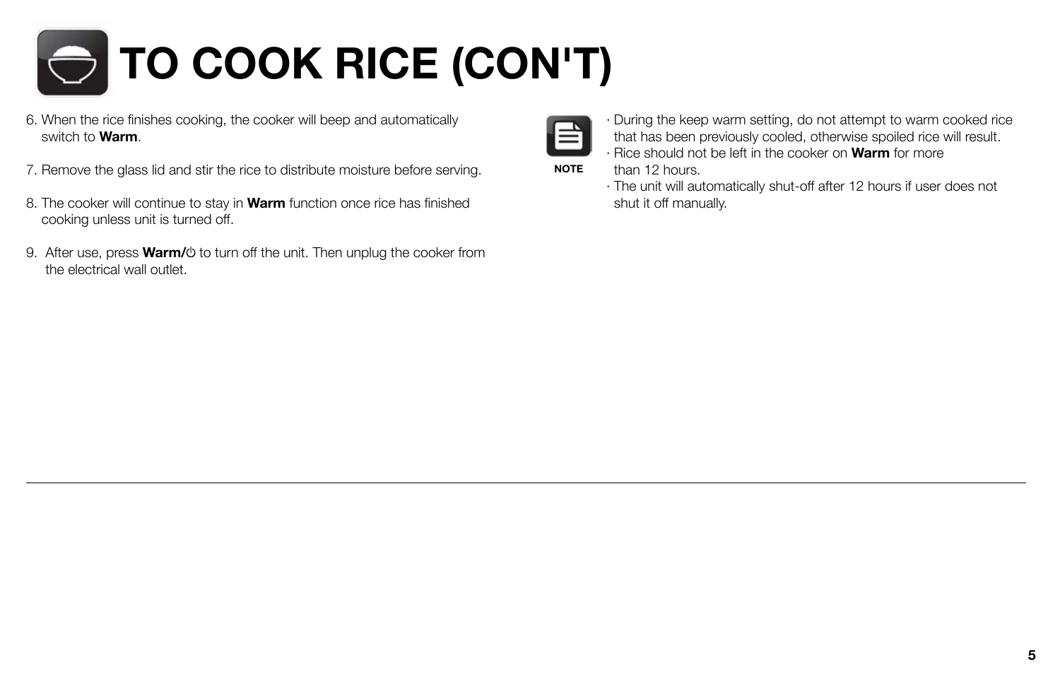# TO COOK RICE (CON'T)

6. When the rice finishes cooking, the cooker will beep and automatically switch to **Warm**.

7. Remove the glass lid and stir the rice to distribute moisture before serving.

8. The cooker will continue to stay in **Warm** function once rice has finished cooking unless unit is turned off.

9. After use, press **Warm/**⏻ to turn off the unit. Then unplug the cooker from the electrical wall outlet.

**NOTE**

· During the keep warm setting, do not attempt to warm cooked rice that has been previously cooled, otherwise spoiled rice will result.
· Rice should not be left in the cooker on **Warm** for more than 12 hours.
· The unit will automatically shut-off after 12 hours if user does not shut it off manually.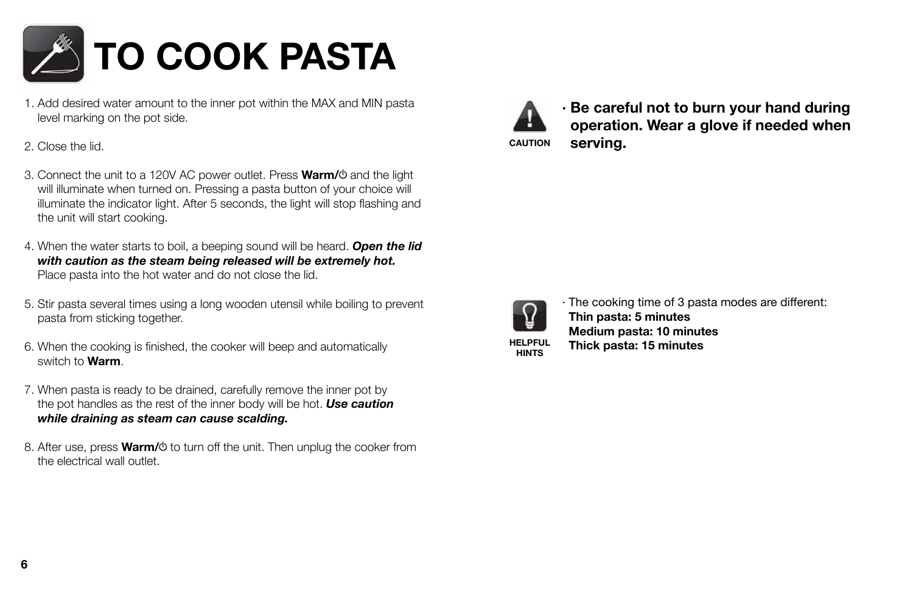# TO COOK PASTA

1. Add desired water amount to the inner pot within the MAX and MIN pasta level marking on the pot side.

2. Close the lid.

3. Connect the unit to a 120V AC power outlet. Press **Warm/⏻** and the light will illuminate when turned on. Pressing a pasta button of your choice will illuminate the indicator light. After 5 seconds, the light will stop flashing and the unit will start cooking.

4. When the water starts to boil, a beeping sound will be heard. ***Open the lid with caution as the steam being released will be extremely hot.*** Place pasta into the hot water and do not close the lid.

5. Stir pasta several times using a long wooden utensil while boiling to prevent pasta from sticking together.

6. When the cooking is finished, the cooker will beep and automatically switch to **Warm**.

7. When pasta is ready to be drained, carefully remove the inner pot by the pot handles as the rest of the inner body will be hot. ***Use caution while draining as steam can cause scalding.***

8. After use, press **Warm/⏻** to turn off the unit. Then unplug the cooker from the electrical wall outlet.

**CAUTION**

· **Be careful not to burn your hand during operation. Wear a glove if needed when serving.**

**HELPFUL HINTS**

· The cooking time of 3 pasta modes are different:
**Thin pasta: 5 minutes**
**Medium pasta: 10 minutes**
**Thick pasta: 15 minutes**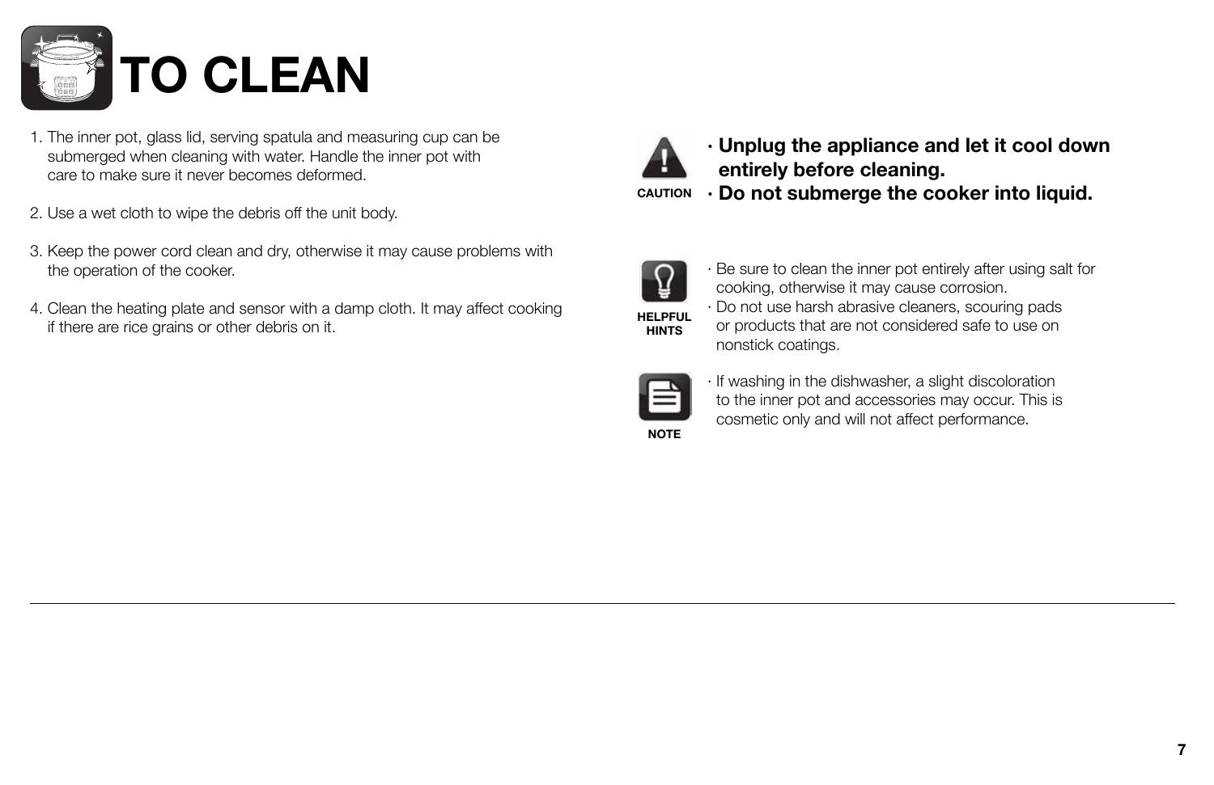# TO CLEAN

1. The inner pot, glass lid, serving spatula and measuring cup can be submerged when cleaning with water. Handle the inner pot with care to make sure it never becomes deformed.

2. Use a wet cloth to wipe the debris off the unit body.

3. Keep the power cord clean and dry, otherwise it may cause problems with the operation of the cooker.

4. Clean the heating plate and sensor with a damp cloth. It may affect cooking if there are rice grains or other debris on it.

**CAUTION**

- **Unplug the appliance and let it cool down entirely before cleaning.**
- **Do not submerge the cooker into liquid.**

**HELPFUL HINTS**

- Be sure to clean the inner pot entirely after using salt for cooking, otherwise it may cause corrosion.
- Do not use harsh abrasive cleaners, scouring pads or products that are not considered safe to use on nonstick coatings.

**NOTE**

- If washing in the dishwasher, a slight discoloration to the inner pot and accessories may occur. This is cosmetic only and will not affect performance.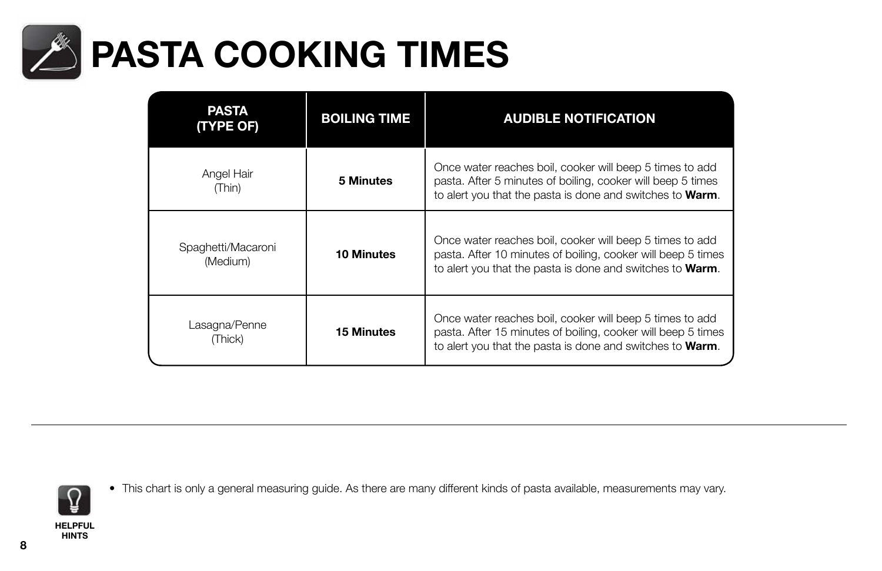# PASTA COOKING TIMES

| PASTA (TYPE OF) | BOILING TIME | AUDIBLE NOTIFICATION |
|---|---|---|
| Angel Hair (Thin) | **5 Minutes** | Once water reaches boil, cooker will beep 5 times to add pasta. After 5 minutes of boiling, cooker will beep 5 times to alert you that the pasta is done and switches to **Warm**. |
| Spaghetti/Macaroni (Medium) | **10 Minutes** | Once water reaches boil, cooker will beep 5 times to add pasta. After 10 minutes of boiling, cooker will beep 5 times to alert you that the pasta is done and switches to **Warm**. |
| Lasagna/Penne (Thick) | **15 Minutes** | Once water reaches boil, cooker will beep 5 times to add pasta. After 15 minutes of boiling, cooker will beep 5 times to alert you that the pasta is done and switches to **Warm**. |

---

**HELPFUL HINTS**

- This chart is only a general measuring guide. As there are many different kinds of pasta available, measurements may vary.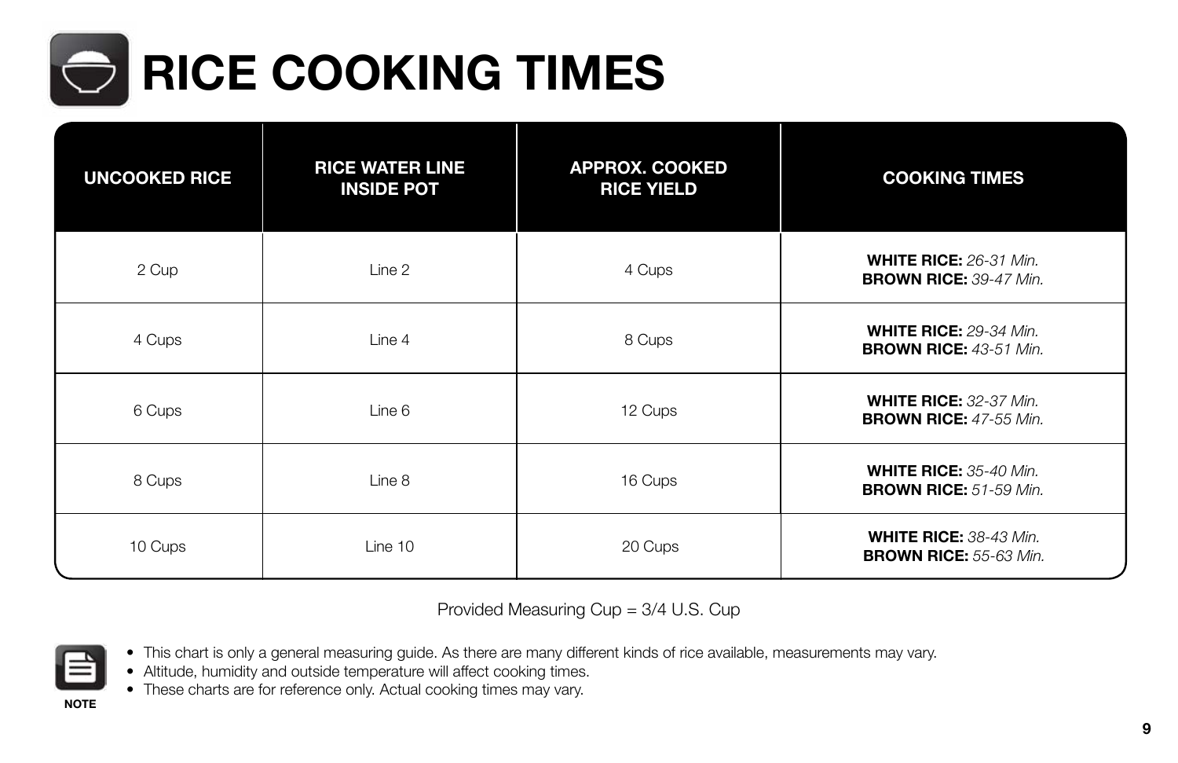# RICE COOKING TIMES

| UNCOOKED RICE | RICE WATER LINE INSIDE POT | APPROX. COOKED RICE YIELD | COOKING TIMES |
|---|---|---|---|
| 2 Cup | Line 2 | 4 Cups | **WHITE RICE:** *26-31 Min.* **BROWN RICE:** *39-47 Min.* |
| 4 Cups | Line 4 | 8 Cups | **WHITE RICE:** *29-34 Min.* **BROWN RICE:** *43-51 Min.* |
| 6 Cups | Line 6 | 12 Cups | **WHITE RICE:** *32-37 Min.* **BROWN RICE:** *47-55 Min.* |
| 8 Cups | Line 8 | 16 Cups | **WHITE RICE:** *35-40 Min.* **BROWN RICE:** *51-59 Min.* |
| 10 Cups | Line 10 | 20 Cups | **WHITE RICE:** *38-43 Min.* **BROWN RICE:** *55-63 Min.* |

Provided Measuring Cup = 3/4 U.S. Cup

**NOTE**

- This chart is only a general measuring guide. As there are many different kinds of rice available, measurements may vary.
- Altitude, humidity and outside temperature will affect cooking times.
- These charts are for reference only. Actual cooking times may vary.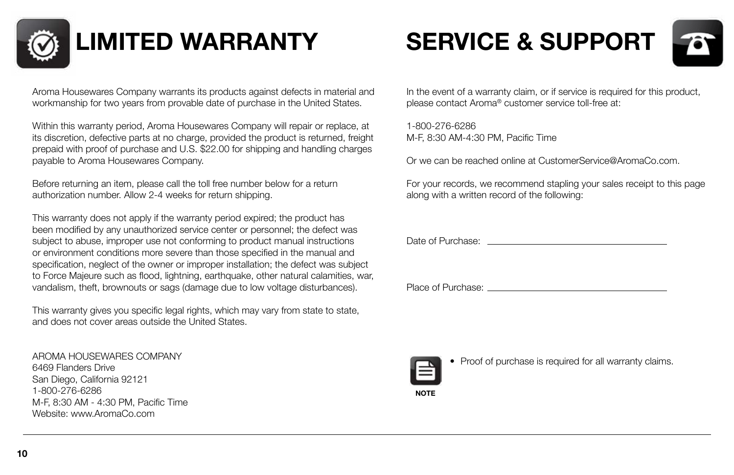# LIMITED WARRANTY

Aroma Housewares Company warrants its products against defects in material and workmanship for two years from provable date of purchase in the United States.

Within this warranty period, Aroma Housewares Company will repair or replace, at its discretion, defective parts at no charge, provided the product is returned, freight prepaid with proof of purchase and U.S. $22.00 for shipping and handling charges payable to Aroma Housewares Company.

Before returning an item, please call the toll free number below for a return authorization number. Allow 2-4 weeks for return shipping.

This warranty does not apply if the warranty period expired; the product has been modified by any unauthorized service center or personnel; the defect was subject to abuse, improper use not conforming to product manual instructions or environment conditions more severe than those specified in the manual and specification, neglect of the owner or improper installation; the defect was subject to Force Majeure such as flood, lightning, earthquake, other natural calamities, war, vandalism, theft, brownouts or sags (damage due to low voltage disturbances).

This warranty gives you specific legal rights, which may vary from state to state, and does not cover areas outside the United States.

AROMA HOUSEWARES COMPANY
6469 Flanders Drive
San Diego, California 92121
1-800-276-6286
M-F, 8:30 AM - 4:30 PM, Pacific Time
Website: www.AromaCo.com

# SERVICE & SUPPORT

In the event of a warranty claim, or if service is required for this product, please contact Aroma® customer service toll-free at:

1-800-276-6286
M-F, 8:30 AM-4:30 PM, Pacific Time

Or we can be reached online at CustomerService@AromaCo.com.

For your records, we recommend stapling your sales receipt to this page along with a written record of the following:

Date of Purchase: ______________________________

Place of Purchase: ______________________________

**NOTE**

- Proof of purchase is required for all warranty claims.